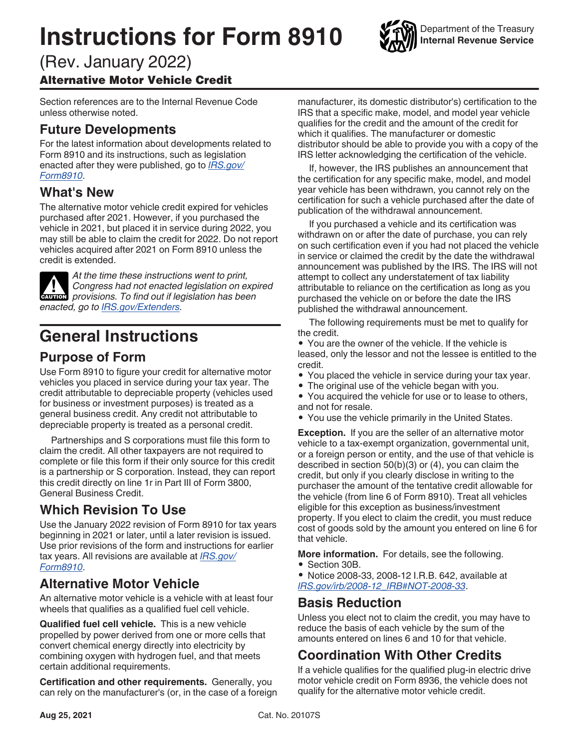# Instructions for Form 8910

(Rev. January 2022)

## Alternative Motor Vehicle Credit

Section references are to the Internal Revenue Code unless otherwise noted.

## Future Developments

For the latest information about developments related to Form 8910 and its instructions, such as legislation enacted after they were published, go to *IRS.gov/Form8910*.

## What's New

The alternative motor vehicle credit expired for vehicles purchased after 2021. However, if you purchased the vehicle in 2021, but placed it in service during 2022, you may still be able to claim the credit for 2022. Do not report vehicles acquired after 2021 on Form 8910 unless the credit is extended.

**CAUTION** *At the time these instructions went to print, Congress had not enacted legislation on expired provisions. To find out if legislation has been enacted, go to IRS.gov/Extenders.*

# General Instructions

## Purpose of Form

Use Form 8910 to figure your credit for alternative motor vehicles you placed in service during your tax year. The credit attributable to depreciable property (vehicles used for business or investment purposes) is treated as a general business credit. Any credit not attributable to depreciable property is treated as a personal credit.

Partnerships and S corporations must file this form to claim the credit. All other taxpayers are not required to complete or file this form if their only source for this credit is a partnership or S corporation. Instead, they can report this credit directly on line 1r in Part III of Form 3800, General Business Credit.

## Which Revision To Use

Use the January 2022 revision of Form 8910 for tax years beginning in 2021 or later, until a later revision is issued. Use prior revisions of the form and instructions for earlier tax years. All revisions are available at *IRS.gov/Form8910*.

## Alternative Motor Vehicle

An alternative motor vehicle is a vehicle with at least four wheels that qualifies as a qualified fuel cell vehicle.

**Qualified fuel cell vehicle.** This is a new vehicle propelled by power derived from one or more cells that convert chemical energy directly into electricity by combining oxygen with hydrogen fuel, and that meets certain additional requirements.

**Certification and other requirements.** Generally, you can rely on the manufacturer's (or, in the case of a foreign manufacturer, its domestic distributor's) certification to the IRS that a specific make, model, and model year vehicle qualifies for the credit and the amount of the credit for which it qualifies. The manufacturer or domestic distributor should be able to provide you with a copy of the IRS letter acknowledging the certification of the vehicle.

If, however, the IRS publishes an announcement that the certification for any specific make, model, and model year vehicle has been withdrawn, you cannot rely on the certification for such a vehicle purchased after the date of publication of the withdrawal announcement.

If you purchased a vehicle and its certification was withdrawn on or after the date of purchase, you can rely on such certification even if you had not placed the vehicle in service or claimed the credit by the date the withdrawal announcement was published by the IRS. The IRS will not attempt to collect any understatement of tax liability attributable to reliance on the certification as long as you purchased the vehicle on or before the date the IRS published the withdrawal announcement.

The following requirements must be met to qualify for the credit.

- You are the owner of the vehicle. If the vehicle is leased, only the lessor and not the lessee is entitled to the credit.
- You placed the vehicle in service during your tax year.
- The original use of the vehicle began with you.
- You acquired the vehicle for use or to lease to others, and not for resale.
- You use the vehicle primarily in the United States.

**Exception.** If you are the seller of an alternative motor vehicle to a tax-exempt organization, governmental unit, or a foreign person or entity, and the use of that vehicle is described in section 50(b)(3) or (4), you can claim the credit, but only if you clearly disclose in writing to the purchaser the amount of the tentative credit allowable for the vehicle (from line 6 of Form 8910). Treat all vehicles eligible for this exception as business/investment property. If you elect to claim the credit, you must reduce cost of goods sold by the amount you entered on line 6 for that vehicle.

**More information.** For details, see the following.

- Section 30B.
- Notice 2008-33, 2008-12 I.R.B. 642, available at *IRS.gov/irb/2008-12_IRB#NOT-2008-33*.

## Basis Reduction

Unless you elect not to claim the credit, you may have to reduce the basis of each vehicle by the sum of the amounts entered on lines 6 and 10 for that vehicle.

## Coordination With Other Credits

If a vehicle qualifies for the qualified plug-in electric drive motor vehicle credit on Form 8936, the vehicle does not qualify for the alternative motor vehicle credit.

Aug 25, 2021 Cat. No. 20107S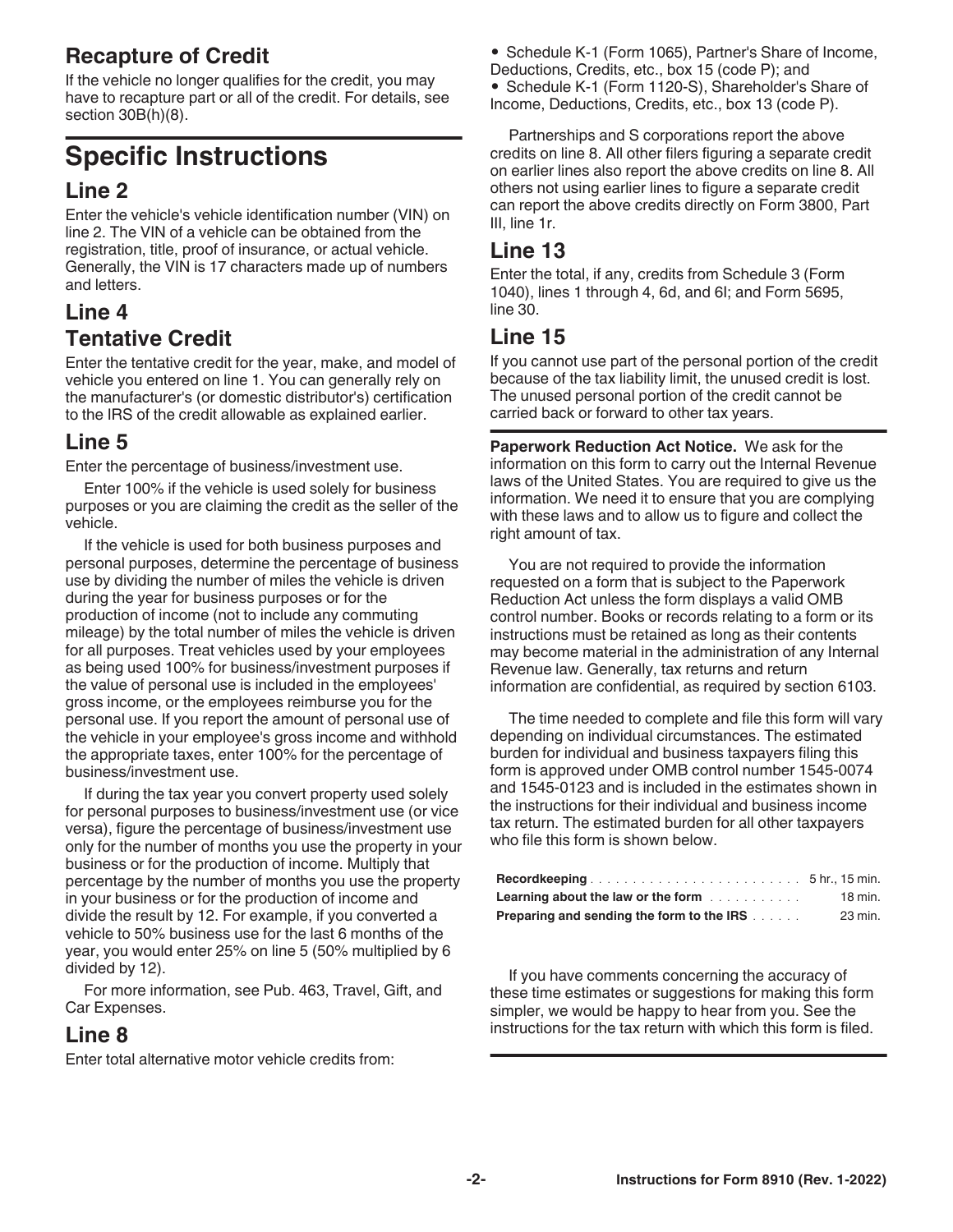## Recapture of Credit

If the vehicle no longer qualifies for the credit, you may have to recapture part or all of the credit. For details, see section 30B(h)(8).

# Specific Instructions

## Line 2

Enter the vehicle's vehicle identification number (VIN) on line 2. The VIN of a vehicle can be obtained from the registration, title, proof of insurance, or actual vehicle. Generally, the VIN is 17 characters made up of numbers and letters.

## Line 4

## Tentative Credit

Enter the tentative credit for the year, make, and model of vehicle you entered on line 1. You can generally rely on the manufacturer's (or domestic distributor's) certification to the IRS of the credit allowable as explained earlier.

## Line 5

Enter the percentage of business/investment use.

Enter 100% if the vehicle is used solely for business purposes or you are claiming the credit as the seller of the vehicle.

If the vehicle is used for both business purposes and personal purposes, determine the percentage of business use by dividing the number of miles the vehicle is driven during the year for business purposes or for the production of income (not to include any commuting mileage) by the total number of miles the vehicle is driven for all purposes. Treat vehicles used by your employees as being used 100% for business/investment purposes if the value of personal use is included in the employees' gross income, or the employees reimburse you for the personal use. If you report the amount of personal use of the vehicle in your employee's gross income and withhold the appropriate taxes, enter 100% for the percentage of business/investment use.

If during the tax year you convert property used solely for personal purposes to business/investment use (or vice versa), figure the percentage of business/investment use only for the number of months you use the property in your business or for the production of income. Multiply that percentage by the number of months you use the property in your business or for the production of income and divide the result by 12. For example, if you converted a vehicle to 50% business use for the last 6 months of the year, you would enter 25% on line 5 (50% multiplied by 6 divided by 12).

For more information, see Pub. 463, Travel, Gift, and Car Expenses.

## Line 8

Enter total alternative motor vehicle credits from:

- Schedule K-1 (Form 1065), Partner's Share of Income, Deductions, Credits, etc., box 15 (code P); and
- Schedule K-1 (Form 1120-S), Shareholder's Share of Income, Deductions, Credits, etc., box 13 (code P).

Partnerships and S corporations report the above credits on line 8. All other filers figuring a separate credit on earlier lines also report the above credits on line 8. All others not using earlier lines to figure a separate credit can report the above credits directly on Form 3800, Part III, line 1r.

## Line 13

Enter the total, if any, credits from Schedule 3 (Form 1040), lines 1 through 4, 6d, and 6l; and Form 5695, line 30.

## Line 15

If you cannot use part of the personal portion of the credit because of the tax liability limit, the unused credit is lost. The unused personal portion of the credit cannot be carried back or forward to other tax years.

**Paperwork Reduction Act Notice.** We ask for the information on this form to carry out the Internal Revenue laws of the United States. You are required to give us the information. We need it to ensure that you are complying with these laws and to allow us to figure and collect the right amount of tax.

You are not required to provide the information requested on a form that is subject to the Paperwork Reduction Act unless the form displays a valid OMB control number. Books or records relating to a form or its instructions must be retained as long as their contents may become material in the administration of any Internal Revenue law. Generally, tax returns and return information are confidential, as required by section 6103.

The time needed to complete and file this form will vary depending on individual circumstances. The estimated burden for individual and business taxpayers filing this form is approved under OMB control number 1545-0074 and 1545-0123 and is included in the estimates shown in the instructions for their individual and business income tax return. The estimated burden for all other taxpayers who file this form is shown below.

| | |
|---|---|
| **Recordkeeping** | 5 hr., 15 min. |
| **Learning about the law or the form** | 18 min. |
| **Preparing and sending the form to the IRS** | 23 min. |

If you have comments concerning the accuracy of these time estimates or suggestions for making this form simpler, we would be happy to hear from you. See the instructions for the tax return with which this form is filed.